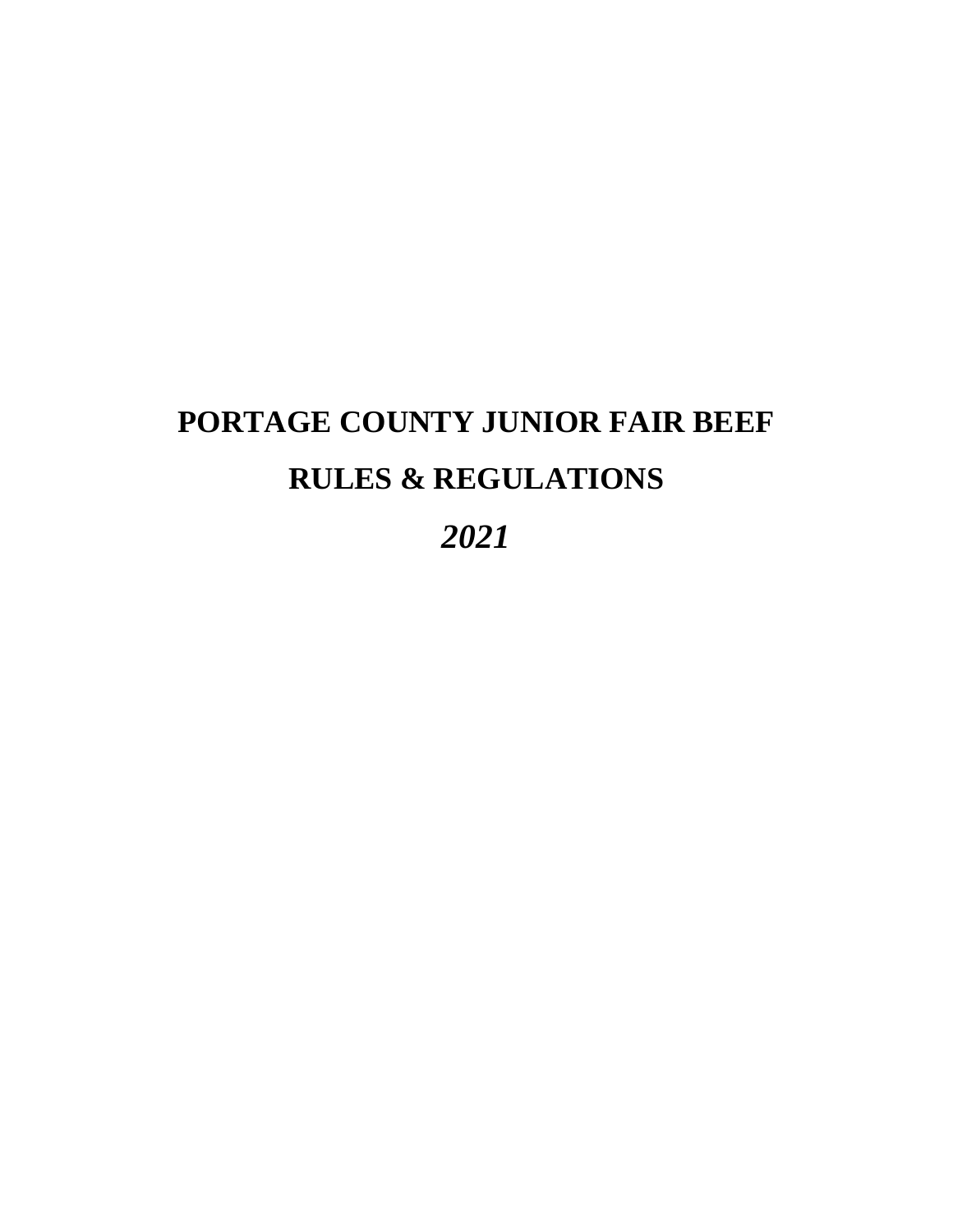# PORTAGE COUNTY JUNIOR FAIR BEEF

# RULES & REGULATIONS

# *2021*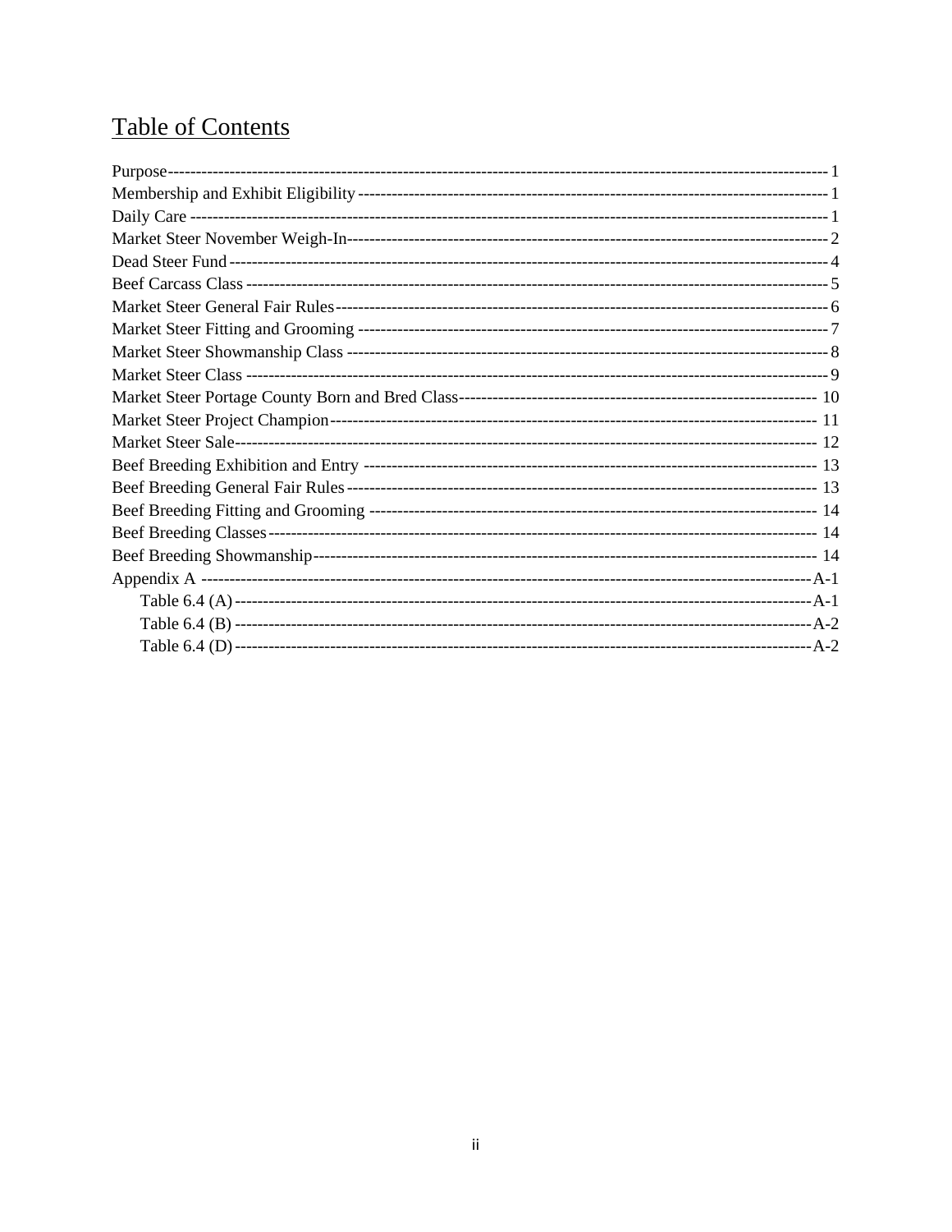## Table of Contents

| Section | Page |
|---|---|
| Purpose | 1 |
| Membership and Exhibit Eligibility | 1 |
| Daily Care | 1 |
| Market Steer November Weigh-In | 2 |
| Dead Steer Fund | 4 |
| Beef Carcass Class | 5 |
| Market Steer General Fair Rules | 6 |
| Market Steer Fitting and Grooming | 7 |
| Market Steer Showmanship Class | 8 |
| Market Steer Class | 9 |
| Market Steer Portage County Born and Bred Class | 10 |
| Market Steer Project Champion | 11 |
| Market Steer Sale | 12 |
| Beef Breeding Exhibition and Entry | 13 |
| Beef Breeding General Fair Rules | 13 |
| Beef Breeding Fitting and Grooming | 14 |
| Beef Breeding Classes | 14 |
| Beef Breeding Showmanship | 14 |
| Appendix A | A-1 |
| Table 6.4 (A) | A-1 |
| Table 6.4 (B) | A-2 |
| Table 6.4 (D) | A-2 |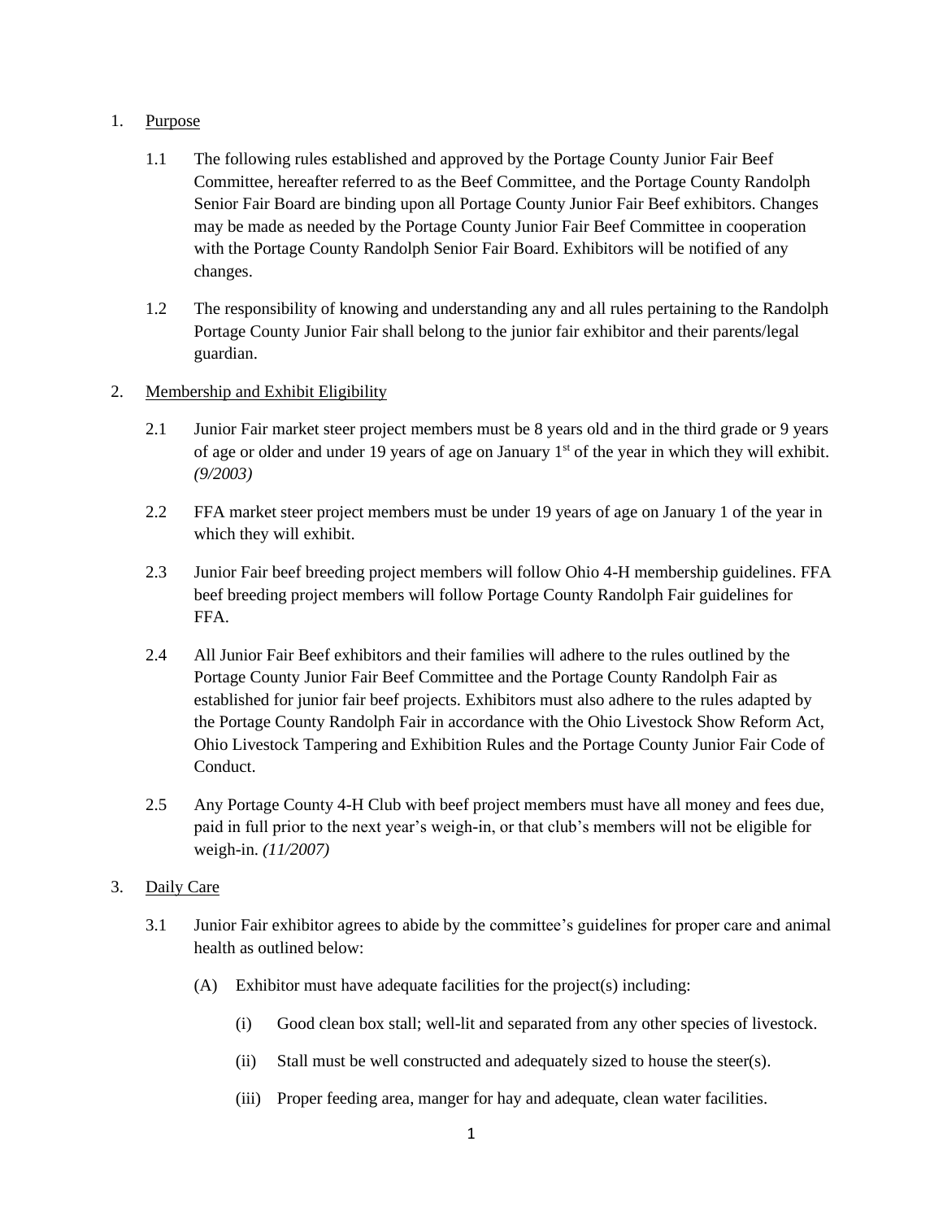1. Purpose

    1.1 The following rules established and approved by the Portage County Junior Fair Beef Committee, hereafter referred to as the Beef Committee, and the Portage County Randolph Senior Fair Board are binding upon all Portage County Junior Fair Beef exhibitors. Changes may be made as needed by the Portage County Junior Fair Beef Committee in cooperation with the Portage County Randolph Senior Fair Board. Exhibitors will be notified of any changes.

    1.2 The responsibility of knowing and understanding any and all rules pertaining to the Randolph Portage County Junior Fair shall belong to the junior fair exhibitor and their parents/legal guardian.

2. Membership and Exhibit Eligibility

    2.1 Junior Fair market steer project members must be 8 years old and in the third grade or 9 years of age or older and under 19 years of age on January 1st of the year in which they will exhibit. *(9/2003)*

    2.2 FFA market steer project members must be under 19 years of age on January 1 of the year in which they will exhibit.

    2.3 Junior Fair beef breeding project members will follow Ohio 4-H membership guidelines. FFA beef breeding project members will follow Portage County Randolph Fair guidelines for FFA.

    2.4 All Junior Fair Beef exhibitors and their families will adhere to the rules outlined by the Portage County Junior Fair Beef Committee and the Portage County Randolph Fair as established for junior fair beef projects. Exhibitors must also adhere to the rules adapted by the Portage County Randolph Fair in accordance with the Ohio Livestock Show Reform Act, Ohio Livestock Tampering and Exhibition Rules and the Portage County Junior Fair Code of Conduct.

    2.5 Any Portage County 4-H Club with beef project members must have all money and fees due, paid in full prior to the next year's weigh-in, or that club's members will not be eligible for weigh-in. *(11/2007)*

3. Daily Care

    3.1 Junior Fair exhibitor agrees to abide by the committee's guidelines for proper care and animal health as outlined below:

        (A) Exhibitor must have adequate facilities for the project(s) including:

            (i) Good clean box stall; well-lit and separated from any other species of livestock.

            (ii) Stall must be well constructed and adequately sized to house the steer(s).

            (iii) Proper feeding area, manger for hay and adequate, clean water facilities.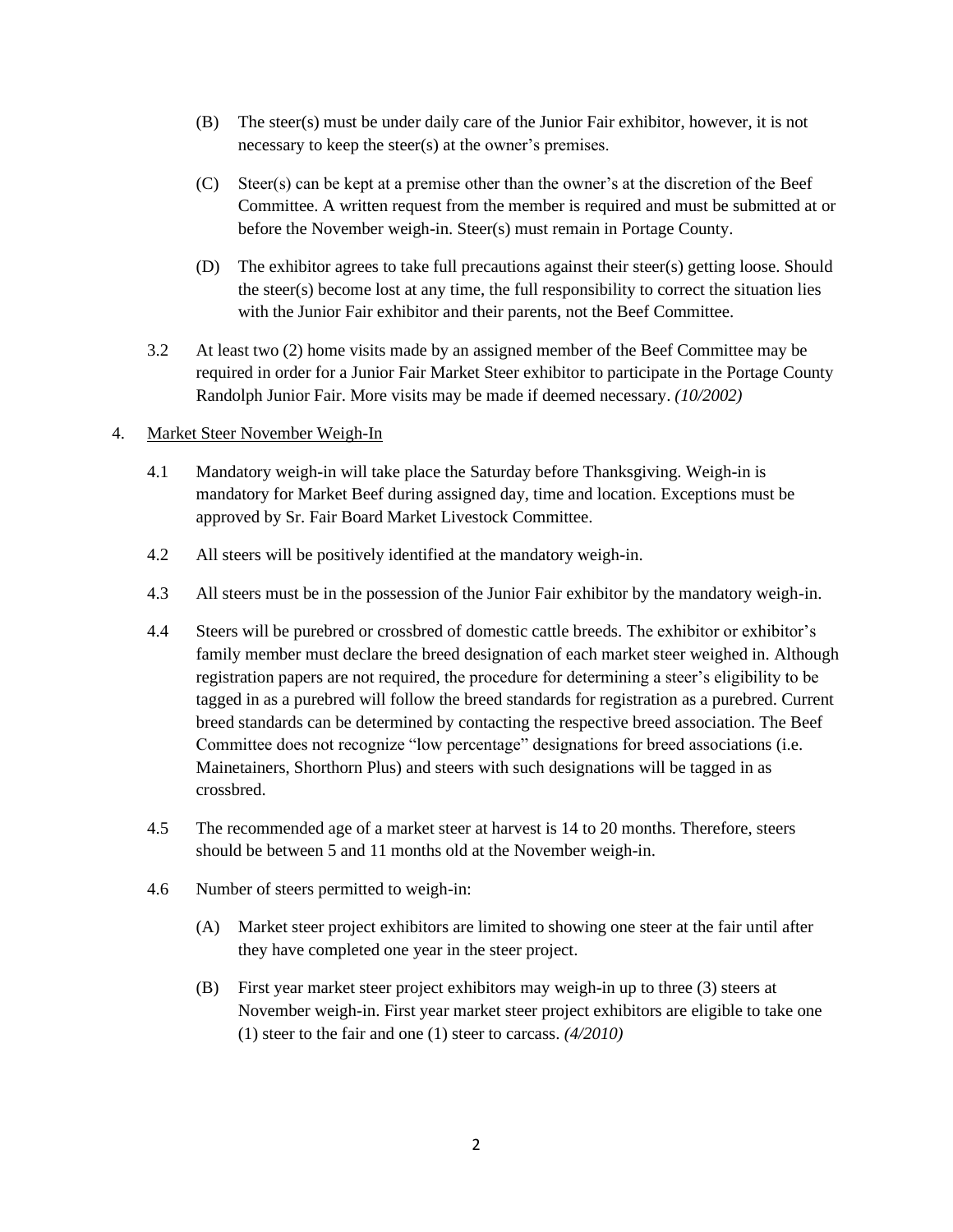(B) The steer(s) must be under daily care of the Junior Fair exhibitor, however, it is not necessary to keep the steer(s) at the owner's premises.

(C) Steer(s) can be kept at a premise other than the owner's at the discretion of the Beef Committee. A written request from the member is required and must be submitted at or before the November weigh-in. Steer(s) must remain in Portage County.

(D) The exhibitor agrees to take full precautions against their steer(s) getting loose. Should the steer(s) become lost at any time, the full responsibility to correct the situation lies with the Junior Fair exhibitor and their parents, not the Beef Committee.

3.2 At least two (2) home visits made by an assigned member of the Beef Committee may be required in order for a Junior Fair Market Steer exhibitor to participate in the Portage County Randolph Junior Fair. More visits may be made if deemed necessary. *(10/2002)*

4. <u>Market Steer November Weigh-In</u>

4.1 Mandatory weigh-in will take place the Saturday before Thanksgiving. Weigh-in is mandatory for Market Beef during assigned day, time and location. Exceptions must be approved by Sr. Fair Board Market Livestock Committee.

4.2 All steers will be positively identified at the mandatory weigh-in.

4.3 All steers must be in the possession of the Junior Fair exhibitor by the mandatory weigh-in.

4.4 Steers will be purebred or crossbred of domestic cattle breeds. The exhibitor or exhibitor's family member must declare the breed designation of each market steer weighed in. Although registration papers are not required, the procedure for determining a steer's eligibility to be tagged in as a purebred will follow the breed standards for registration as a purebred. Current breed standards can be determined by contacting the respective breed association. The Beef Committee does not recognize "low percentage" designations for breed associations (i.e. Mainetainers, Shorthorn Plus) and steers with such designations will be tagged in as crossbred.

4.5 The recommended age of a market steer at harvest is 14 to 20 months. Therefore, steers should be between 5 and 11 months old at the November weigh-in.

4.6 Number of steers permitted to weigh-in:

(A) Market steer project exhibitors are limited to showing one steer at the fair until after they have completed one year in the steer project.

(B) First year market steer project exhibitors may weigh-in up to three (3) steers at November weigh-in. First year market steer project exhibitors are eligible to take one (1) steer to the fair and one (1) steer to carcass. *(4/2010)*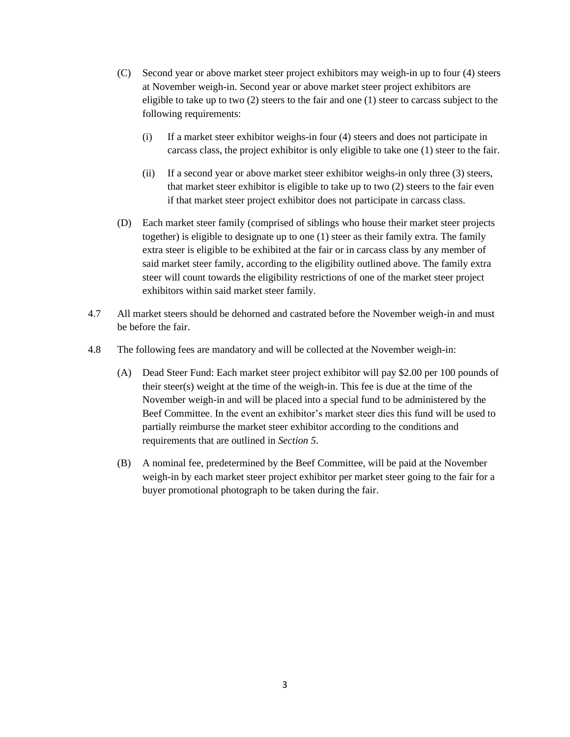(C) Second year or above market steer project exhibitors may weigh-in up to four (4) steers at November weigh-in. Second year or above market steer project exhibitors are eligible to take up to two (2) steers to the fair and one (1) steer to carcass subject to the following requirements:

  (i) If a market steer exhibitor weighs-in four (4) steers and does not participate in carcass class, the project exhibitor is only eligible to take one (1) steer to the fair.

  (ii) If a second year or above market steer exhibitor weighs-in only three (3) steers, that market steer exhibitor is eligible to take up to two (2) steers to the fair even if that market steer project exhibitor does not participate in carcass class.

(D) Each market steer family (comprised of siblings who house their market steer projects together) is eligible to designate up to one (1) steer as their family extra. The family extra steer is eligible to be exhibited at the fair or in carcass class by any member of said market steer family, according to the eligibility outlined above. The family extra steer will count towards the eligibility restrictions of one of the market steer project exhibitors within said market steer family.

4.7 All market steers should be dehorned and castrated before the November weigh-in and must be before the fair.

4.8 The following fees are mandatory and will be collected at the November weigh-in:

(A) Dead Steer Fund: Each market steer project exhibitor will pay $2.00 per 100 pounds of their steer(s) weight at the time of the weigh-in. This fee is due at the time of the November weigh-in and will be placed into a special fund to be administered by the Beef Committee. In the event an exhibitor's market steer dies this fund will be used to partially reimburse the market steer exhibitor according to the conditions and requirements that are outlined in *Section 5*.

(B) A nominal fee, predetermined by the Beef Committee, will be paid at the November weigh-in by each market steer project exhibitor per market steer going to the fair for a buyer promotional photograph to be taken during the fair.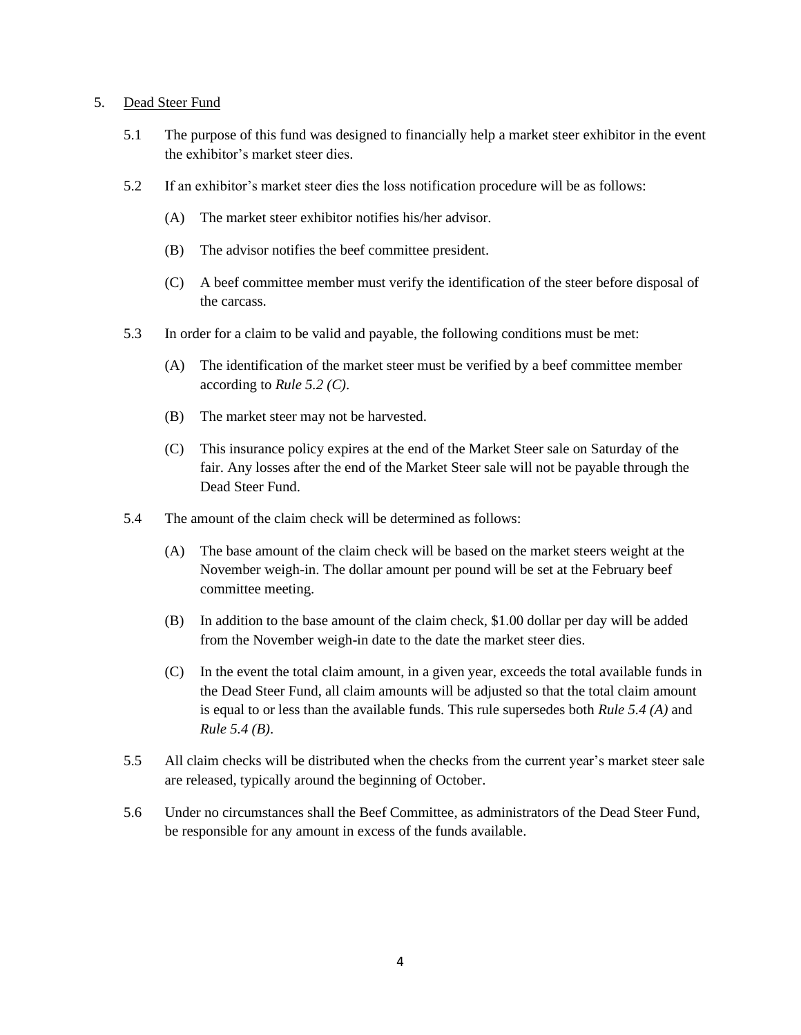5. <u>Dead Steer Fund</u>

   5.1 The purpose of this fund was designed to financially help a market steer exhibitor in the event the exhibitor's market steer dies.

   5.2 If an exhibitor's market steer dies the loss notification procedure will be as follows:

      (A) The market steer exhibitor notifies his/her advisor.

      (B) The advisor notifies the beef committee president.

      (C) A beef committee member must verify the identification of the steer before disposal of the carcass.

   5.3 In order for a claim to be valid and payable, the following conditions must be met:

      (A) The identification of the market steer must be verified by a beef committee member according to *Rule 5.2 (C)*.

      (B) The market steer may not be harvested.

      (C) This insurance policy expires at the end of the Market Steer sale on Saturday of the fair. Any losses after the end of the Market Steer sale will not be payable through the Dead Steer Fund.

   5.4 The amount of the claim check will be determined as follows:

      (A) The base amount of the claim check will be based on the market steers weight at the November weigh-in. The dollar amount per pound will be set at the February beef committee meeting.

      (B) In addition to the base amount of the claim check, $1.00 dollar per day will be added from the November weigh-in date to the date the market steer dies.

      (C) In the event the total claim amount, in a given year, exceeds the total available funds in the Dead Steer Fund, all claim amounts will be adjusted so that the total claim amount is equal to or less than the available funds. This rule supersedes both *Rule 5.4 (A)* and *Rule 5.4 (B)*.

   5.5 All claim checks will be distributed when the checks from the current year's market steer sale are released, typically around the beginning of October.

   5.6 Under no circumstances shall the Beef Committee, as administrators of the Dead Steer Fund, be responsible for any amount in excess of the funds available.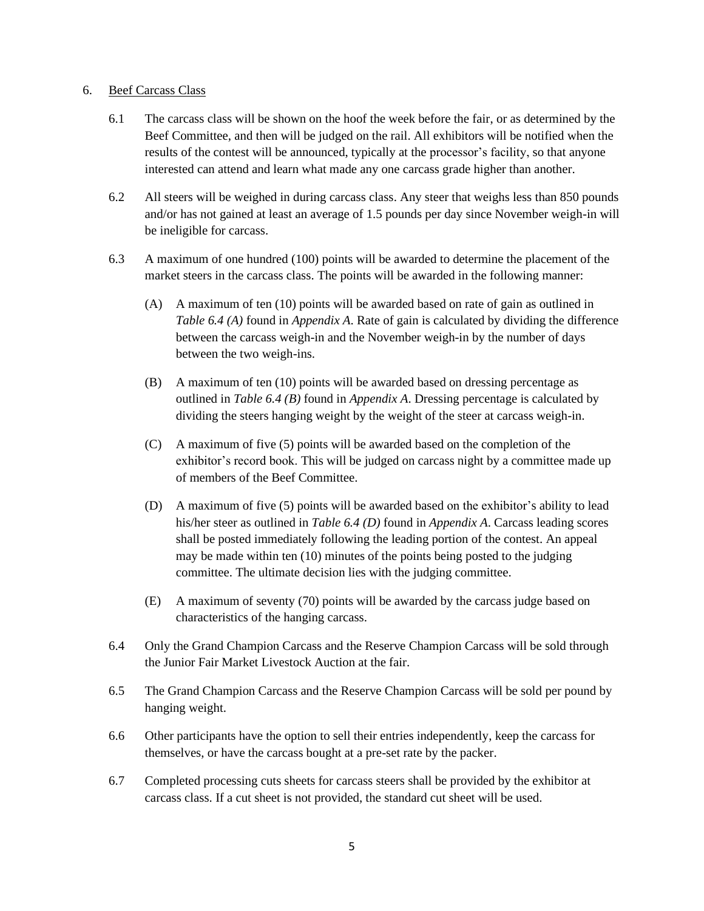6. Beef Carcass Class

    6.1 The carcass class will be shown on the hoof the week before the fair, or as determined by the Beef Committee, and then will be judged on the rail. All exhibitors will be notified when the results of the contest will be announced, typically at the processor's facility, so that anyone interested can attend and learn what made any one carcass grade higher than another.

    6.2 All steers will be weighed in during carcass class. Any steer that weighs less than 850 pounds and/or has not gained at least an average of 1.5 pounds per day since November weigh-in will be ineligible for carcass.

    6.3 A maximum of one hundred (100) points will be awarded to determine the placement of the market steers in the carcass class. The points will be awarded in the following manner:

        (A) A maximum of ten (10) points will be awarded based on rate of gain as outlined in *Table 6.4 (A)* found in *Appendix A*. Rate of gain is calculated by dividing the difference between the carcass weigh-in and the November weigh-in by the number of days between the two weigh-ins.

        (B) A maximum of ten (10) points will be awarded based on dressing percentage as outlined in *Table 6.4 (B)* found in *Appendix A*. Dressing percentage is calculated by dividing the steers hanging weight by the weight of the steer at carcass weigh-in.

        (C) A maximum of five (5) points will be awarded based on the completion of the exhibitor's record book. This will be judged on carcass night by a committee made up of members of the Beef Committee.

        (D) A maximum of five (5) points will be awarded based on the exhibitor's ability to lead his/her steer as outlined in *Table 6.4 (D)* found in *Appendix A*. Carcass leading scores shall be posted immediately following the leading portion of the contest. An appeal may be made within ten (10) minutes of the points being posted to the judging committee. The ultimate decision lies with the judging committee.

        (E) A maximum of seventy (70) points will be awarded by the carcass judge based on characteristics of the hanging carcass.

    6.4 Only the Grand Champion Carcass and the Reserve Champion Carcass will be sold through the Junior Fair Market Livestock Auction at the fair.

    6.5 The Grand Champion Carcass and the Reserve Champion Carcass will be sold per pound by hanging weight.

    6.6 Other participants have the option to sell their entries independently, keep the carcass for themselves, or have the carcass bought at a pre-set rate by the packer.

    6.7 Completed processing cuts sheets for carcass steers shall be provided by the exhibitor at carcass class. If a cut sheet is not provided, the standard cut sheet will be used.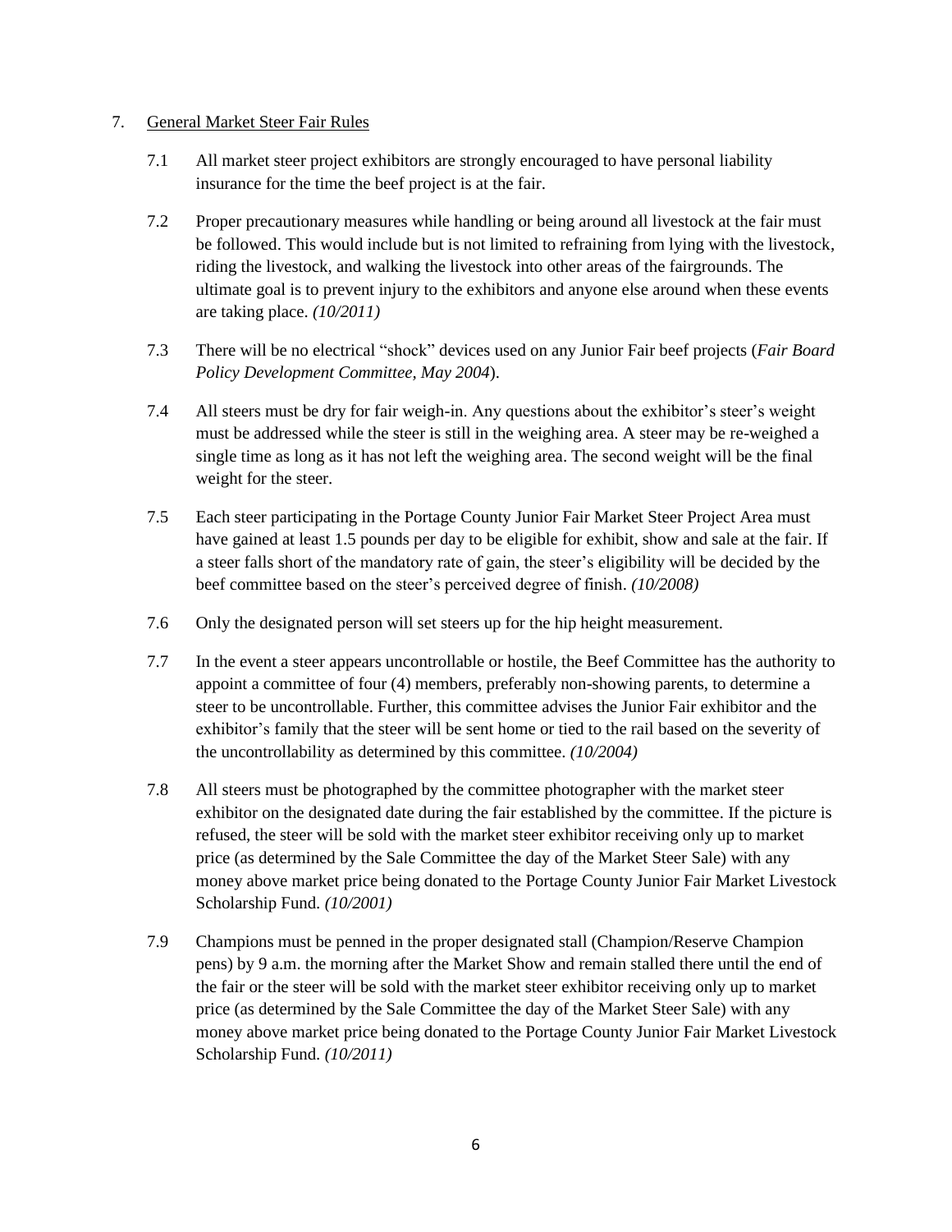7. <u>General Market Steer Fair Rules</u>

    7.1 All market steer project exhibitors are strongly encouraged to have personal liability insurance for the time the beef project is at the fair.

    7.2 Proper precautionary measures while handling or being around all livestock at the fair must be followed. This would include but is not limited to refraining from lying with the livestock, riding the livestock, and walking the livestock into other areas of the fairgrounds. The ultimate goal is to prevent injury to the exhibitors and anyone else around when these events are taking place. *(10/2011)*

    7.3 There will be no electrical "shock" devices used on any Junior Fair beef projects (*Fair Board Policy Development Committee, May 2004*).

    7.4 All steers must be dry for fair weigh-in. Any questions about the exhibitor's steer's weight must be addressed while the steer is still in the weighing area. A steer may be re-weighed a single time as long as it has not left the weighing area. The second weight will be the final weight for the steer.

    7.5 Each steer participating in the Portage County Junior Fair Market Steer Project Area must have gained at least 1.5 pounds per day to be eligible for exhibit, show and sale at the fair. If a steer falls short of the mandatory rate of gain, the steer's eligibility will be decided by the beef committee based on the steer's perceived degree of finish. *(10/2008)*

    7.6 Only the designated person will set steers up for the hip height measurement.

    7.7 In the event a steer appears uncontrollable or hostile, the Beef Committee has the authority to appoint a committee of four (4) members, preferably non-showing parents, to determine a steer to be uncontrollable. Further, this committee advises the Junior Fair exhibitor and the exhibitor's family that the steer will be sent home or tied to the rail based on the severity of the uncontrollability as determined by this committee. *(10/2004)*

    7.8 All steers must be photographed by the committee photographer with the market steer exhibitor on the designated date during the fair established by the committee. If the picture is refused, the steer will be sold with the market steer exhibitor receiving only up to market price (as determined by the Sale Committee the day of the Market Steer Sale) with any money above market price being donated to the Portage County Junior Fair Market Livestock Scholarship Fund. *(10/2001)*

    7.9 Champions must be penned in the proper designated stall (Champion/Reserve Champion pens) by 9 a.m. the morning after the Market Show and remain stalled there until the end of the fair or the steer will be sold with the market steer exhibitor receiving only up to market price (as determined by the Sale Committee the day of the Market Steer Sale) with any money above market price being donated to the Portage County Junior Fair Market Livestock Scholarship Fund. *(10/2011)*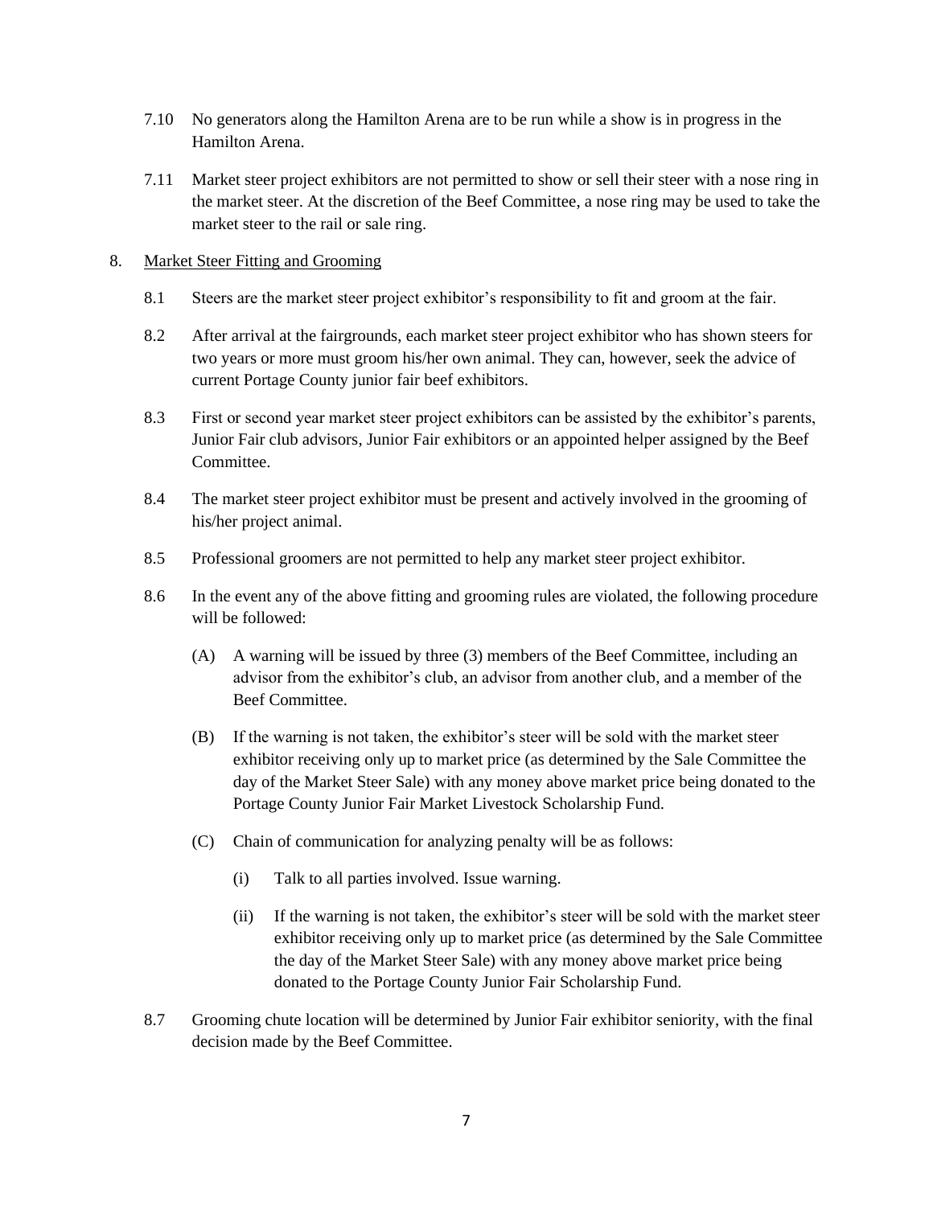7.10 No generators along the Hamilton Arena are to be run while a show is in progress in the Hamilton Arena.

7.11 Market steer project exhibitors are not permitted to show or sell their steer with a nose ring in the market steer. At the discretion of the Beef Committee, a nose ring may be used to take the market steer to the rail or sale ring.

8. <u>Market Steer Fitting and Grooming</u>

8.1 Steers are the market steer project exhibitor's responsibility to fit and groom at the fair.

8.2 After arrival at the fairgrounds, each market steer project exhibitor who has shown steers for two years or more must groom his/her own animal. They can, however, seek the advice of current Portage County junior fair beef exhibitors.

8.3 First or second year market steer project exhibitors can be assisted by the exhibitor's parents, Junior Fair club advisors, Junior Fair exhibitors or an appointed helper assigned by the Beef Committee.

8.4 The market steer project exhibitor must be present and actively involved in the grooming of his/her project animal.

8.5 Professional groomers are not permitted to help any market steer project exhibitor.

8.6 In the event any of the above fitting and grooming rules are violated, the following procedure will be followed:

(A) A warning will be issued by three (3) members of the Beef Committee, including an advisor from the exhibitor's club, an advisor from another club, and a member of the Beef Committee.

(B) If the warning is not taken, the exhibitor's steer will be sold with the market steer exhibitor receiving only up to market price (as determined by the Sale Committee the day of the Market Steer Sale) with any money above market price being donated to the Portage County Junior Fair Market Livestock Scholarship Fund.

(C) Chain of communication for analyzing penalty will be as follows:

(i) Talk to all parties involved. Issue warning.

(ii) If the warning is not taken, the exhibitor's steer will be sold with the market steer exhibitor receiving only up to market price (as determined by the Sale Committee the day of the Market Steer Sale) with any money above market price being donated to the Portage County Junior Fair Scholarship Fund.

8.7 Grooming chute location will be determined by Junior Fair exhibitor seniority, with the final decision made by the Beef Committee.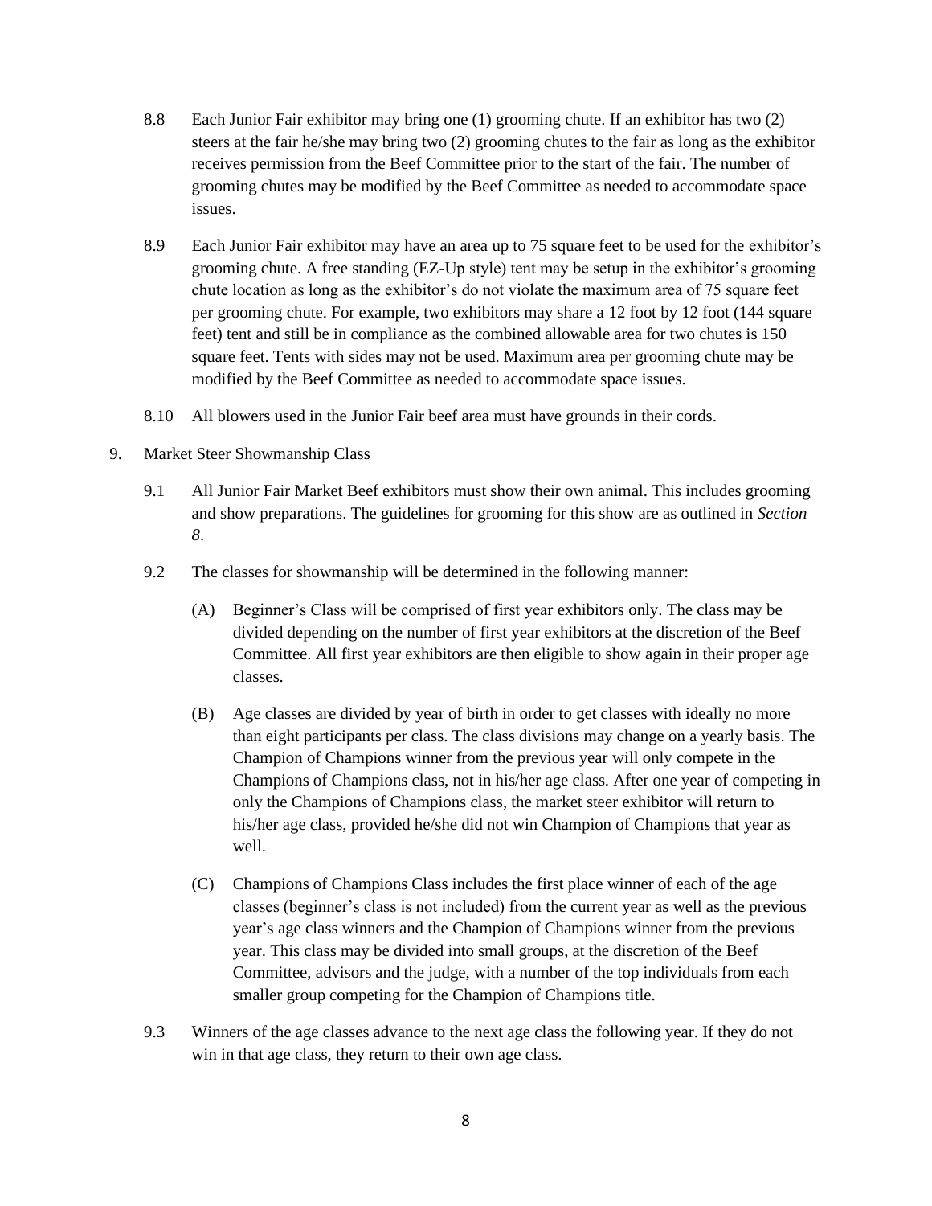8.8 Each Junior Fair exhibitor may bring one (1) grooming chute. If an exhibitor has two (2) steers at the fair he/she may bring two (2) grooming chutes to the fair as long as the exhibitor receives permission from the Beef Committee prior to the start of the fair. The number of grooming chutes may be modified by the Beef Committee as needed to accommodate space issues.

8.9 Each Junior Fair exhibitor may have an area up to 75 square feet to be used for the exhibitor's grooming chute. A free standing (EZ-Up style) tent may be setup in the exhibitor's grooming chute location as long as the exhibitor's do not violate the maximum area of 75 square feet per grooming chute. For example, two exhibitors may share a 12 foot by 12 foot (144 square feet) tent and still be in compliance as the combined allowable area for two chutes is 150 square feet. Tents with sides may not be used. Maximum area per grooming chute may be modified by the Beef Committee as needed to accommodate space issues.

8.10 All blowers used in the Junior Fair beef area must have grounds in their cords.

## 9. Market Steer Showmanship Class

9.1 All Junior Fair Market Beef exhibitors must show their own animal. This includes grooming and show preparations. The guidelines for grooming for this show are as outlined in *Section 8*.

9.2 The classes for showmanship will be determined in the following manner:

(A) Beginner's Class will be comprised of first year exhibitors only. The class may be divided depending on the number of first year exhibitors at the discretion of the Beef Committee. All first year exhibitors are then eligible to show again in their proper age classes.

(B) Age classes are divided by year of birth in order to get classes with ideally no more than eight participants per class. The class divisions may change on a yearly basis. The Champion of Champions winner from the previous year will only compete in the Champions of Champions class, not in his/her age class. After one year of competing in only the Champions of Champions class, the market steer exhibitor will return to his/her age class, provided he/she did not win Champion of Champions that year as well.

(C) Champions of Champions Class includes the first place winner of each of the age classes (beginner's class is not included) from the current year as well as the previous year's age class winners and the Champion of Champions winner from the previous year. This class may be divided into small groups, at the discretion of the Beef Committee, advisors and the judge, with a number of the top individuals from each smaller group competing for the Champion of Champions title.

9.3 Winners of the age classes advance to the next age class the following year. If they do not win in that age class, they return to their own age class.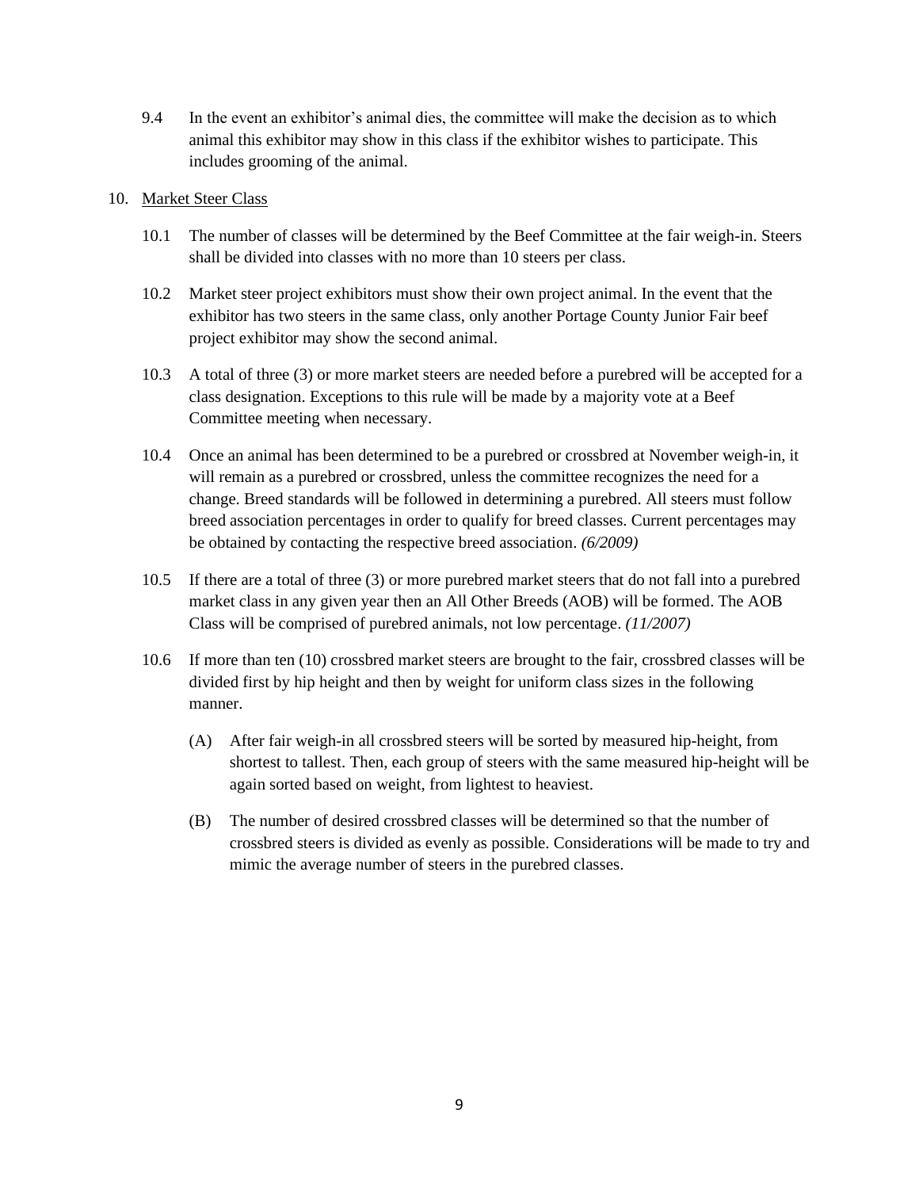9.4 In the event an exhibitor's animal dies, the committee will make the decision as to which animal this exhibitor may show in this class if the exhibitor wishes to participate. This includes grooming of the animal.

10. <u>Market Steer Class</u>

10.1 The number of classes will be determined by the Beef Committee at the fair weigh-in. Steers shall be divided into classes with no more than 10 steers per class.

10.2 Market steer project exhibitors must show their own project animal. In the event that the exhibitor has two steers in the same class, only another Portage County Junior Fair beef project exhibitor may show the second animal.

10.3 A total of three (3) or more market steers are needed before a purebred will be accepted for a class designation. Exceptions to this rule will be made by a majority vote at a Beef Committee meeting when necessary.

10.4 Once an animal has been determined to be a purebred or crossbred at November weigh-in, it will remain as a purebred or crossbred, unless the committee recognizes the need for a change. Breed standards will be followed in determining a purebred. All steers must follow breed association percentages in order to qualify for breed classes. Current percentages may be obtained by contacting the respective breed association. *(6/2009)*

10.5 If there are a total of three (3) or more purebred market steers that do not fall into a purebred market class in any given year then an All Other Breeds (AOB) will be formed. The AOB Class will be comprised of purebred animals, not low percentage. *(11/2007)*

10.6 If more than ten (10) crossbred market steers are brought to the fair, crossbred classes will be divided first by hip height and then by weight for uniform class sizes in the following manner.

(A) After fair weigh-in all crossbred steers will be sorted by measured hip-height, from shortest to tallest. Then, each group of steers with the same measured hip-height will be again sorted based on weight, from lightest to heaviest.

(B) The number of desired crossbred classes will be determined so that the number of crossbred steers is divided as evenly as possible. Considerations will be made to try and mimic the average number of steers in the purebred classes.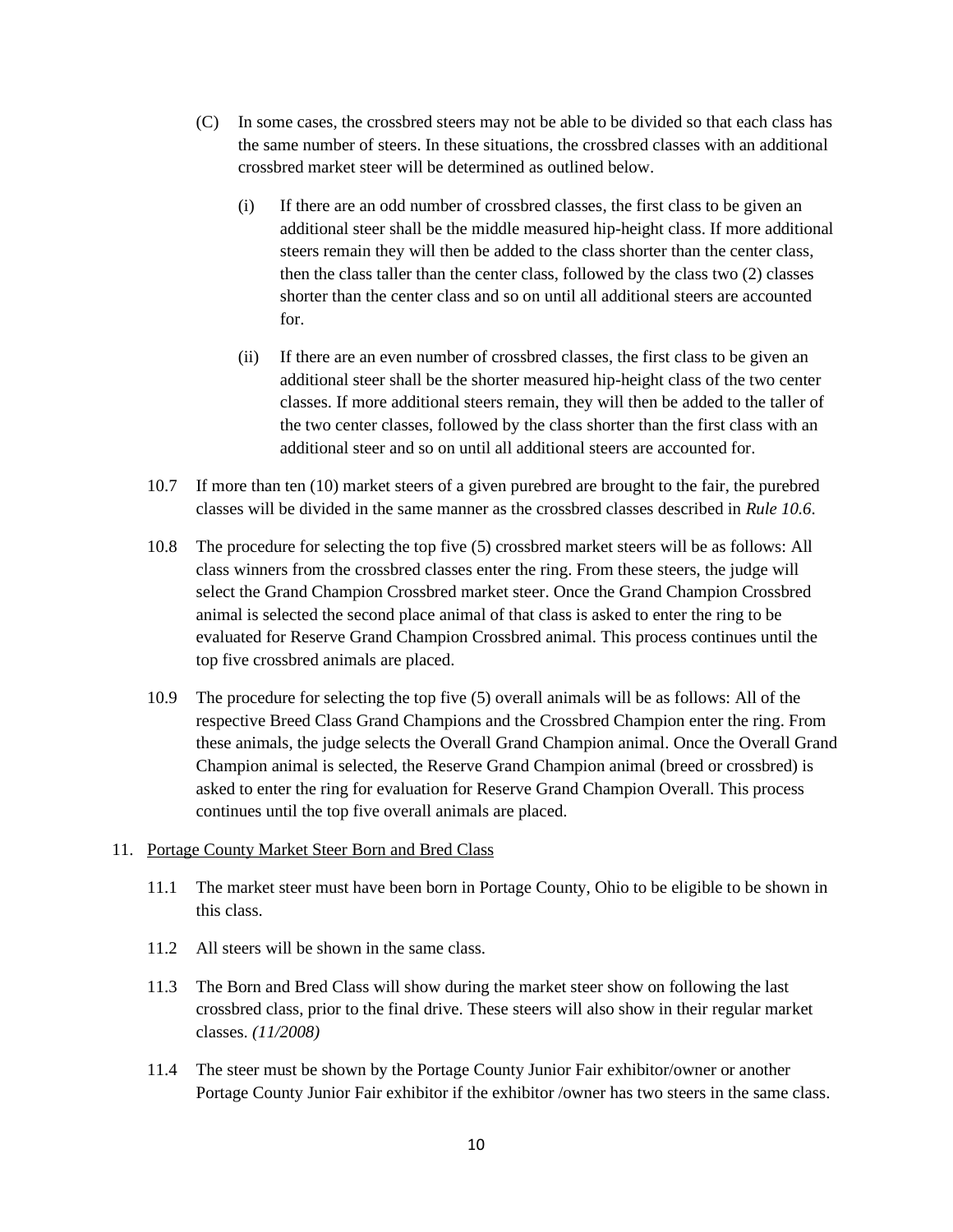(C) In some cases, the crossbred steers may not be able to be divided so that each class has the same number of steers. In these situations, the crossbred classes with an additional crossbred market steer will be determined as outlined below.

(i) If there are an odd number of crossbred classes, the first class to be given an additional steer shall be the middle measured hip-height class. If more additional steers remain they will then be added to the class shorter than the center class, then the class taller than the center class, followed by the class two (2) classes shorter than the center class and so on until all additional steers are accounted for.

(ii) If there are an even number of crossbred classes, the first class to be given an additional steer shall be the shorter measured hip-height class of the two center classes. If more additional steers remain, they will then be added to the taller of the two center classes, followed by the class shorter than the first class with an additional steer and so on until all additional steers are accounted for.

10.7 If more than ten (10) market steers of a given purebred are brought to the fair, the purebred classes will be divided in the same manner as the crossbred classes described in *Rule 10.6*.

10.8 The procedure for selecting the top five (5) crossbred market steers will be as follows: All class winners from the crossbred classes enter the ring. From these steers, the judge will select the Grand Champion Crossbred market steer. Once the Grand Champion Crossbred animal is selected the second place animal of that class is asked to enter the ring to be evaluated for Reserve Grand Champion Crossbred animal. This process continues until the top five crossbred animals are placed.

10.9 The procedure for selecting the top five (5) overall animals will be as follows: All of the respective Breed Class Grand Champions and the Crossbred Champion enter the ring. From these animals, the judge selects the Overall Grand Champion animal. Once the Overall Grand Champion animal is selected, the Reserve Grand Champion animal (breed or crossbred) is asked to enter the ring for evaluation for Reserve Grand Champion Overall. This process continues until the top five overall animals are placed.

11. <u>Portage County Market Steer Born and Bred Class</u>

11.1 The market steer must have been born in Portage County, Ohio to be eligible to be shown in this class.

11.2 All steers will be shown in the same class.

11.3 The Born and Bred Class will show during the market steer show on following the last crossbred class, prior to the final drive. These steers will also show in their regular market classes. *(11/2008)*

11.4 The steer must be shown by the Portage County Junior Fair exhibitor/owner or another Portage County Junior Fair exhibitor if the exhibitor /owner has two steers in the same class.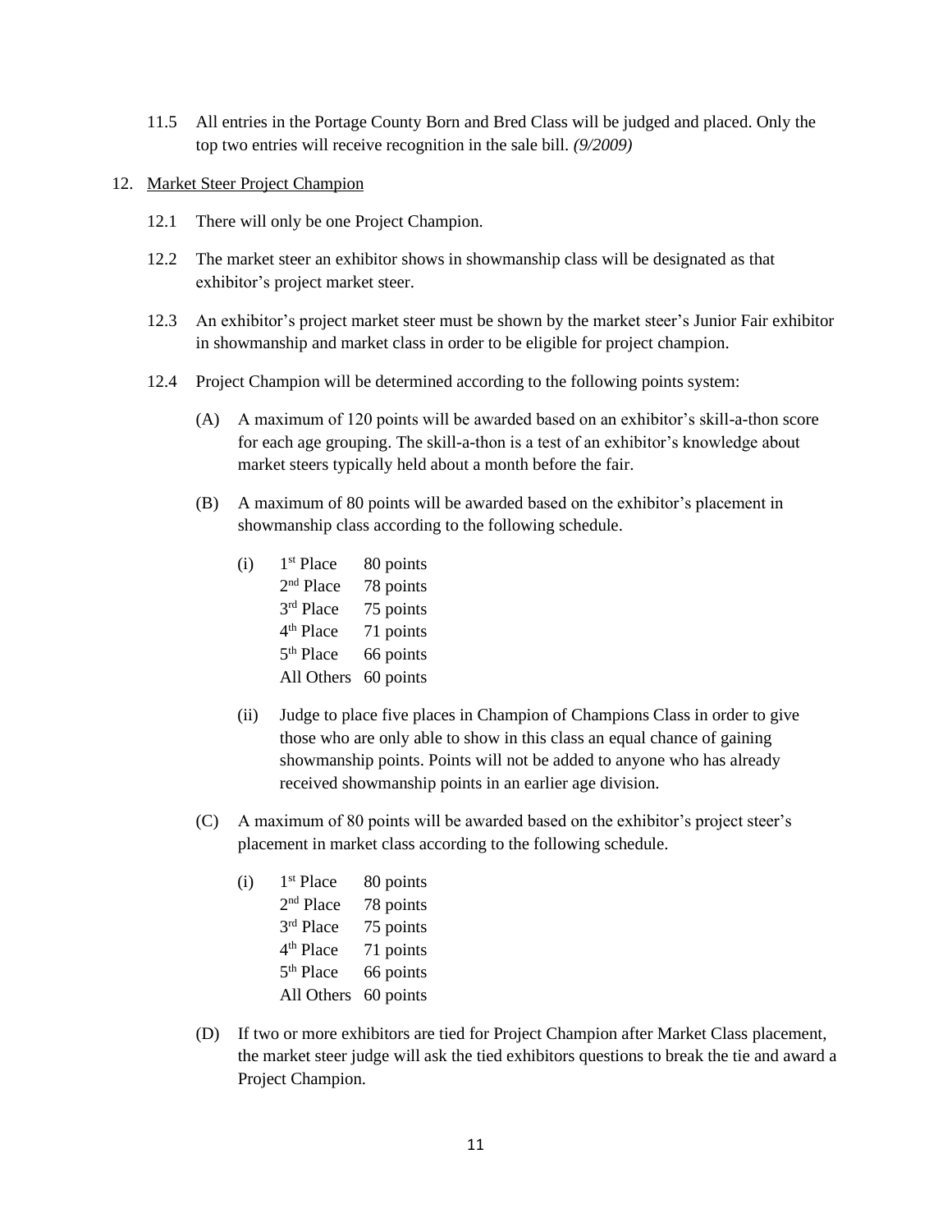11.5 All entries in the Portage County Born and Bred Class will be judged and placed. Only the top two entries will receive recognition in the sale bill. *(9/2009)*

12. <u>Market Steer Project Champion</u>

12.1 There will only be one Project Champion.

12.2 The market steer an exhibitor shows in showmanship class will be designated as that exhibitor's project market steer.

12.3 An exhibitor's project market steer must be shown by the market steer's Junior Fair exhibitor in showmanship and market class in order to be eligible for project champion.

12.4 Project Champion will be determined according to the following points system:

(A) A maximum of 120 points will be awarded based on an exhibitor's skill-a-thon score for each age grouping. The skill-a-thon is a test of an exhibitor's knowledge about market steers typically held about a month before the fair.

(B) A maximum of 80 points will be awarded based on the exhibitor's placement in showmanship class according to the following schedule.

(i)

| | |
|---|---|
| 1st Place | 80 points |
| 2nd Place | 78 points |
| 3rd Place | 75 points |
| 4th Place | 71 points |
| 5th Place | 66 points |
| All Others | 60 points |

(ii) Judge to place five places in Champion of Champions Class in order to give those who are only able to show in this class an equal chance of gaining showmanship points. Points will not be added to anyone who has already received showmanship points in an earlier age division.

(C) A maximum of 80 points will be awarded based on the exhibitor's project steer's placement in market class according to the following schedule.

(i)

| | |
|---|---|
| 1st Place | 80 points |
| 2nd Place | 78 points |
| 3rd Place | 75 points |
| 4th Place | 71 points |
| 5th Place | 66 points |
| All Others | 60 points |

(D) If two or more exhibitors are tied for Project Champion after Market Class placement, the market steer judge will ask the tied exhibitors questions to break the tie and award a Project Champion.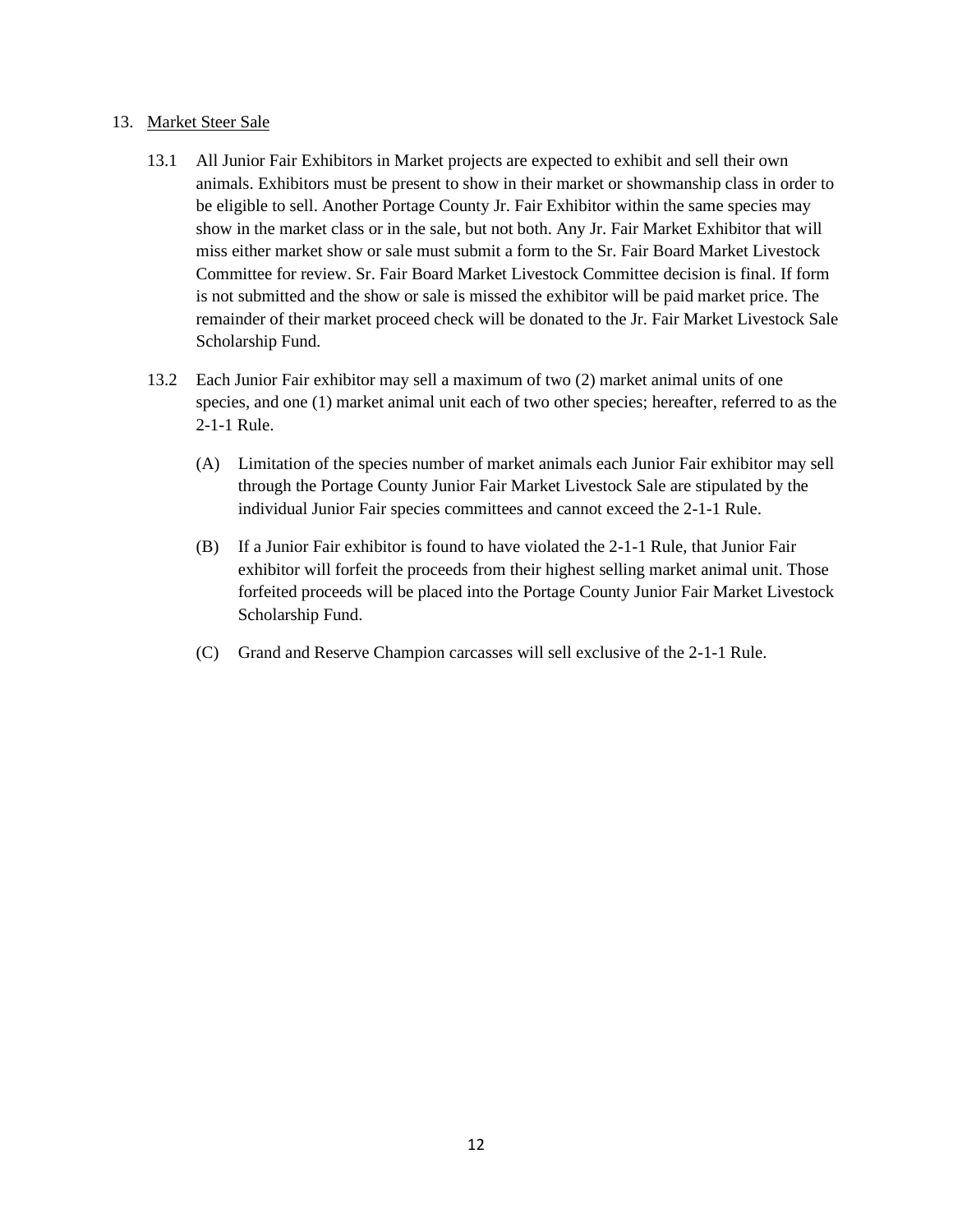## 13. Market Steer Sale

13.1 All Junior Fair Exhibitors in Market projects are expected to exhibit and sell their own animals. Exhibitors must be present to show in their market or showmanship class in order to be eligible to sell. Another Portage County Jr. Fair Exhibitor within the same species may show in the market class or in the sale, but not both. Any Jr. Fair Market Exhibitor that will miss either market show or sale must submit a form to the Sr. Fair Board Market Livestock Committee for review. Sr. Fair Board Market Livestock Committee decision is final. If form is not submitted and the show or sale is missed the exhibitor will be paid market price. The remainder of their market proceed check will be donated to the Jr. Fair Market Livestock Sale Scholarship Fund.

13.2 Each Junior Fair exhibitor may sell a maximum of two (2) market animal units of one species, and one (1) market animal unit each of two other species; hereafter, referred to as the 2-1-1 Rule.

(A) Limitation of the species number of market animals each Junior Fair exhibitor may sell through the Portage County Junior Fair Market Livestock Sale are stipulated by the individual Junior Fair species committees and cannot exceed the 2-1-1 Rule.

(B) If a Junior Fair exhibitor is found to have violated the 2-1-1 Rule, that Junior Fair exhibitor will forfeit the proceeds from their highest selling market animal unit. Those forfeited proceeds will be placed into the Portage County Junior Fair Market Livestock Scholarship Fund.

(C) Grand and Reserve Champion carcasses will sell exclusive of the 2-1-1 Rule.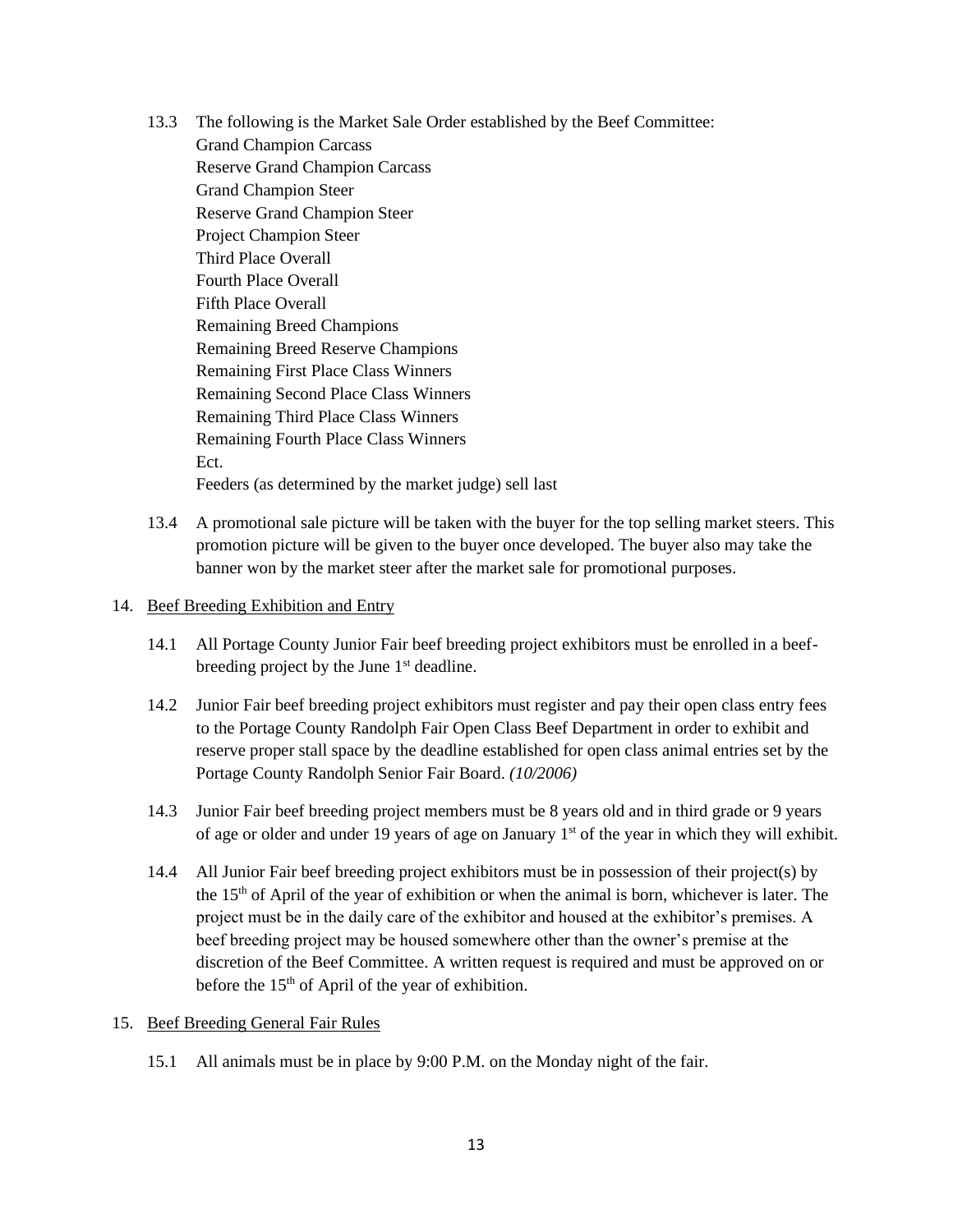13.3 The following is the Market Sale Order established by the Beef Committee:
Grand Champion Carcass
Reserve Grand Champion Carcass
Grand Champion Steer
Reserve Grand Champion Steer
Project Champion Steer
Third Place Overall
Fourth Place Overall
Fifth Place Overall
Remaining Breed Champions
Remaining Breed Reserve Champions
Remaining First Place Class Winners
Remaining Second Place Class Winners
Remaining Third Place Class Winners
Remaining Fourth Place Class Winners
Ect.
Feeders (as determined by the market judge) sell last

13.4 A promotional sale picture will be taken with the buyer for the top selling market steers. This promotion picture will be given to the buyer once developed. The buyer also may take the banner won by the market steer after the market sale for promotional purposes.

14. <u>Beef Breeding Exhibition and Entry</u>

14.1 All Portage County Junior Fair beef breeding project exhibitors must be enrolled in a beef-breeding project by the June 1st deadline.

14.2 Junior Fair beef breeding project exhibitors must register and pay their open class entry fees to the Portage County Randolph Fair Open Class Beef Department in order to exhibit and reserve proper stall space by the deadline established for open class animal entries set by the Portage County Randolph Senior Fair Board. *(10/2006)*

14.3 Junior Fair beef breeding project members must be 8 years old and in third grade or 9 years of age or older and under 19 years of age on January 1st of the year in which they will exhibit.

14.4 All Junior Fair beef breeding project exhibitors must be in possession of their project(s) by the 15th of April of the year of exhibition or when the animal is born, whichever is later. The project must be in the daily care of the exhibitor and housed at the exhibitor's premises. A beef breeding project may be housed somewhere other than the owner's premise at the discretion of the Beef Committee. A written request is required and must be approved on or before the 15th of April of the year of exhibition.

15. <u>Beef Breeding General Fair Rules</u>

15.1 All animals must be in place by 9:00 P.M. on the Monday night of the fair.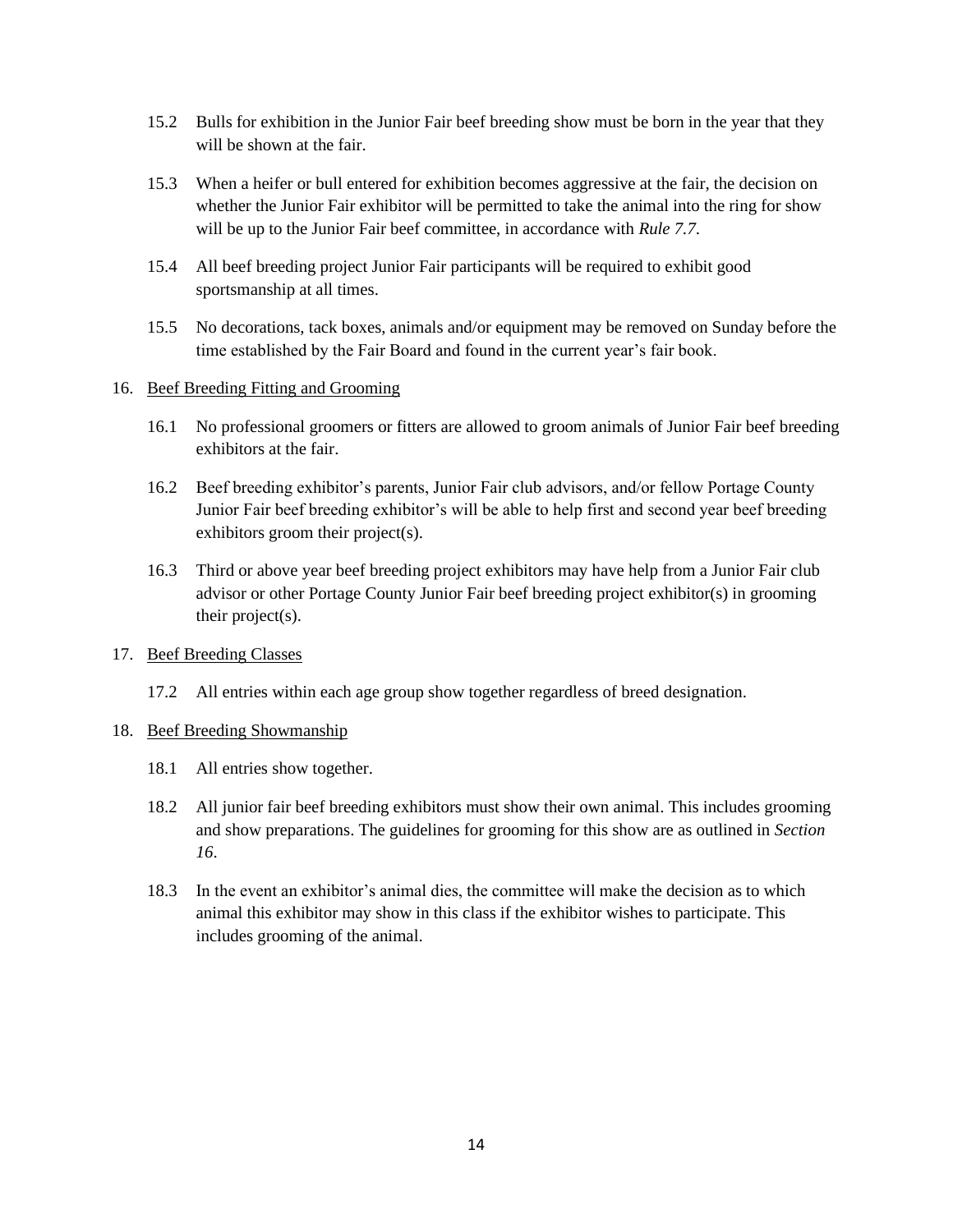15.2 Bulls for exhibition in the Junior Fair beef breeding show must be born in the year that they will be shown at the fair.

15.3 When a heifer or bull entered for exhibition becomes aggressive at the fair, the decision on whether the Junior Fair exhibitor will be permitted to take the animal into the ring for show will be up to the Junior Fair beef committee, in accordance with *Rule 7.7*.

15.4 All beef breeding project Junior Fair participants will be required to exhibit good sportsmanship at all times.

15.5 No decorations, tack boxes, animals and/or equipment may be removed on Sunday before the time established by the Fair Board and found in the current year's fair book.

16. <u>Beef Breeding Fitting and Grooming</u>

16.1 No professional groomers or fitters are allowed to groom animals of Junior Fair beef breeding exhibitors at the fair.

16.2 Beef breeding exhibitor's parents, Junior Fair club advisors, and/or fellow Portage County Junior Fair beef breeding exhibitor's will be able to help first and second year beef breeding exhibitors groom their project(s).

16.3 Third or above year beef breeding project exhibitors may have help from a Junior Fair club advisor or other Portage County Junior Fair beef breeding project exhibitor(s) in grooming their project(s).

17. <u>Beef Breeding Classes</u>

17.2 All entries within each age group show together regardless of breed designation.

18. <u>Beef Breeding Showmanship</u>

18.1 All entries show together.

18.2 All junior fair beef breeding exhibitors must show their own animal. This includes grooming and show preparations. The guidelines for grooming for this show are as outlined in *Section 16*.

18.3 In the event an exhibitor's animal dies, the committee will make the decision as to which animal this exhibitor may show in this class if the exhibitor wishes to participate. This includes grooming of the animal.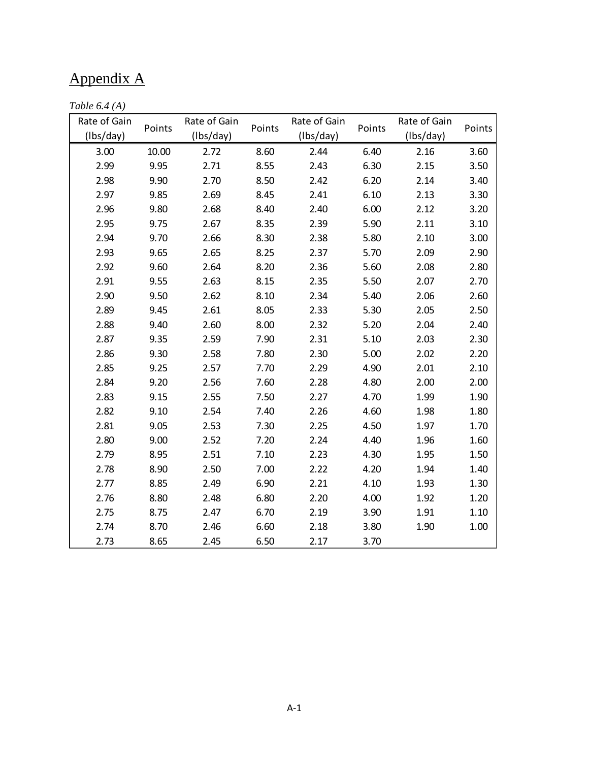## Appendix A

*Table 6.4 (A)*

| Rate of Gain (lbs/day) | Points | Rate of Gain (lbs/day) | Points | Rate of Gain (lbs/day) | Points | Rate of Gain (lbs/day) | Points |
|---|---|---|---|---|---|---|---|
| 3.00 | 10.00 | 2.72 | 8.60 | 2.44 | 6.40 | 2.16 | 3.60 |
| 2.99 | 9.95 | 2.71 | 8.55 | 2.43 | 6.30 | 2.15 | 3.50 |
| 2.98 | 9.90 | 2.70 | 8.50 | 2.42 | 6.20 | 2.14 | 3.40 |
| 2.97 | 9.85 | 2.69 | 8.45 | 2.41 | 6.10 | 2.13 | 3.30 |
| 2.96 | 9.80 | 2.68 | 8.40 | 2.40 | 6.00 | 2.12 | 3.20 |
| 2.95 | 9.75 | 2.67 | 8.35 | 2.39 | 5.90 | 2.11 | 3.10 |
| 2.94 | 9.70 | 2.66 | 8.30 | 2.38 | 5.80 | 2.10 | 3.00 |
| 2.93 | 9.65 | 2.65 | 8.25 | 2.37 | 5.70 | 2.09 | 2.90 |
| 2.92 | 9.60 | 2.64 | 8.20 | 2.36 | 5.60 | 2.08 | 2.80 |
| 2.91 | 9.55 | 2.63 | 8.15 | 2.35 | 5.50 | 2.07 | 2.70 |
| 2.90 | 9.50 | 2.62 | 8.10 | 2.34 | 5.40 | 2.06 | 2.60 |
| 2.89 | 9.45 | 2.61 | 8.05 | 2.33 | 5.30 | 2.05 | 2.50 |
| 2.88 | 9.40 | 2.60 | 8.00 | 2.32 | 5.20 | 2.04 | 2.40 |
| 2.87 | 9.35 | 2.59 | 7.90 | 2.31 | 5.10 | 2.03 | 2.30 |
| 2.86 | 9.30 | 2.58 | 7.80 | 2.30 | 5.00 | 2.02 | 2.20 |
| 2.85 | 9.25 | 2.57 | 7.70 | 2.29 | 4.90 | 2.01 | 2.10 |
| 2.84 | 9.20 | 2.56 | 7.60 | 2.28 | 4.80 | 2.00 | 2.00 |
| 2.83 | 9.15 | 2.55 | 7.50 | 2.27 | 4.70 | 1.99 | 1.90 |
| 2.82 | 9.10 | 2.54 | 7.40 | 2.26 | 4.60 | 1.98 | 1.80 |
| 2.81 | 9.05 | 2.53 | 7.30 | 2.25 | 4.50 | 1.97 | 1.70 |
| 2.80 | 9.00 | 2.52 | 7.20 | 2.24 | 4.40 | 1.96 | 1.60 |
| 2.79 | 8.95 | 2.51 | 7.10 | 2.23 | 4.30 | 1.95 | 1.50 |
| 2.78 | 8.90 | 2.50 | 7.00 | 2.22 | 4.20 | 1.94 | 1.40 |
| 2.77 | 8.85 | 2.49 | 6.90 | 2.21 | 4.10 | 1.93 | 1.30 |
| 2.76 | 8.80 | 2.48 | 6.80 | 2.20 | 4.00 | 1.92 | 1.20 |
| 2.75 | 8.75 | 2.47 | 6.70 | 2.19 | 3.90 | 1.91 | 1.10 |
| 2.74 | 8.70 | 2.46 | 6.60 | 2.18 | 3.80 | 1.90 | 1.00 |
| 2.73 | 8.65 | 2.45 | 6.50 | 2.17 | 3.70 | | |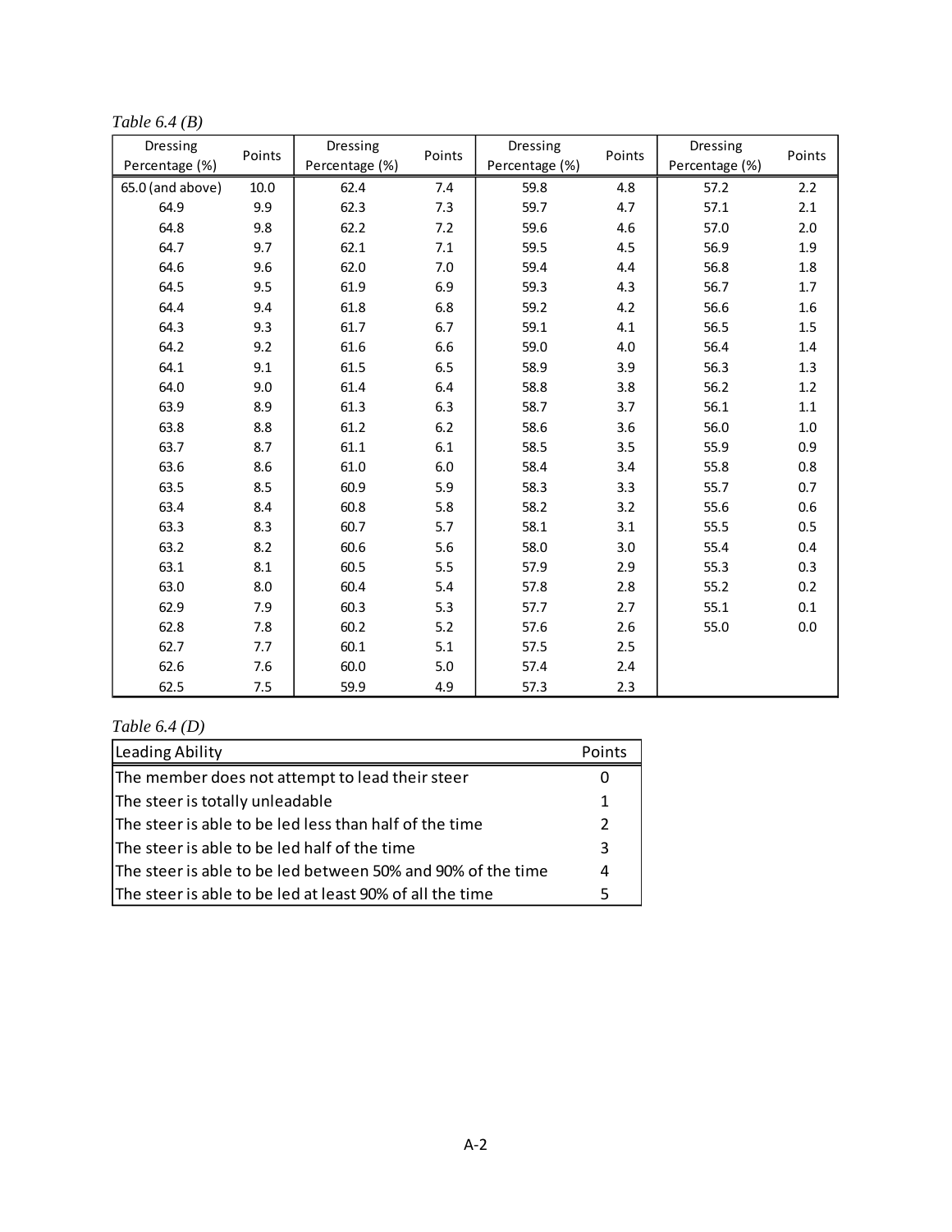*Table 6.4 (B)*

| Dressing Percentage (%) | Points | Dressing Percentage (%) | Points | Dressing Percentage (%) | Points | Dressing Percentage (%) | Points |
|---|---|---|---|---|---|---|---|
| 65.0 (and above) | 10.0 | 62.4 | 7.4 | 59.8 | 4.8 | 57.2 | 2.2 |
| 64.9 | 9.9 | 62.3 | 7.3 | 59.7 | 4.7 | 57.1 | 2.1 |
| 64.8 | 9.8 | 62.2 | 7.2 | 59.6 | 4.6 | 57.0 | 2.0 |
| 64.7 | 9.7 | 62.1 | 7.1 | 59.5 | 4.5 | 56.9 | 1.9 |
| 64.6 | 9.6 | 62.0 | 7.0 | 59.4 | 4.4 | 56.8 | 1.8 |
| 64.5 | 9.5 | 61.9 | 6.9 | 59.3 | 4.3 | 56.7 | 1.7 |
| 64.4 | 9.4 | 61.8 | 6.8 | 59.2 | 4.2 | 56.6 | 1.6 |
| 64.3 | 9.3 | 61.7 | 6.7 | 59.1 | 4.1 | 56.5 | 1.5 |
| 64.2 | 9.2 | 61.6 | 6.6 | 59.0 | 4.0 | 56.4 | 1.4 |
| 64.1 | 9.1 | 61.5 | 6.5 | 58.9 | 3.9 | 56.3 | 1.3 |
| 64.0 | 9.0 | 61.4 | 6.4 | 58.8 | 3.8 | 56.2 | 1.2 |
| 63.9 | 8.9 | 61.3 | 6.3 | 58.7 | 3.7 | 56.1 | 1.1 |
| 63.8 | 8.8 | 61.2 | 6.2 | 58.6 | 3.6 | 56.0 | 1.0 |
| 63.7 | 8.7 | 61.1 | 6.1 | 58.5 | 3.5 | 55.9 | 0.9 |
| 63.6 | 8.6 | 61.0 | 6.0 | 58.4 | 3.4 | 55.8 | 0.8 |
| 63.5 | 8.5 | 60.9 | 5.9 | 58.3 | 3.3 | 55.7 | 0.7 |
| 63.4 | 8.4 | 60.8 | 5.8 | 58.2 | 3.2 | 55.6 | 0.6 |
| 63.3 | 8.3 | 60.7 | 5.7 | 58.1 | 3.1 | 55.5 | 0.5 |
| 63.2 | 8.2 | 60.6 | 5.6 | 58.0 | 3.0 | 55.4 | 0.4 |
| 63.1 | 8.1 | 60.5 | 5.5 | 57.9 | 2.9 | 55.3 | 0.3 |
| 63.0 | 8.0 | 60.4 | 5.4 | 57.8 | 2.8 | 55.2 | 0.2 |
| 62.9 | 7.9 | 60.3 | 5.3 | 57.7 | 2.7 | 55.1 | 0.1 |
| 62.8 | 7.8 | 60.2 | 5.2 | 57.6 | 2.6 | 55.0 | 0.0 |
| 62.7 | 7.7 | 60.1 | 5.1 | 57.5 | 2.5 | | |
| 62.6 | 7.6 | 60.0 | 5.0 | 57.4 | 2.4 | | |
| 62.5 | 7.5 | 59.9 | 4.9 | 57.3 | 2.3 | | |

*Table 6.4 (D)*

| Leading Ability | Points |
|---|---|
| The member does not attempt to lead their steer | 0 |
| The steer is totally unleadable | 1 |
| The steer is able to be led less than half of the time | 2 |
| The steer is able to be led half of the time | 3 |
| The steer is able to be led between 50% and 90% of the time | 4 |
| The steer is able to be led at least 90% of all the time | 5 |